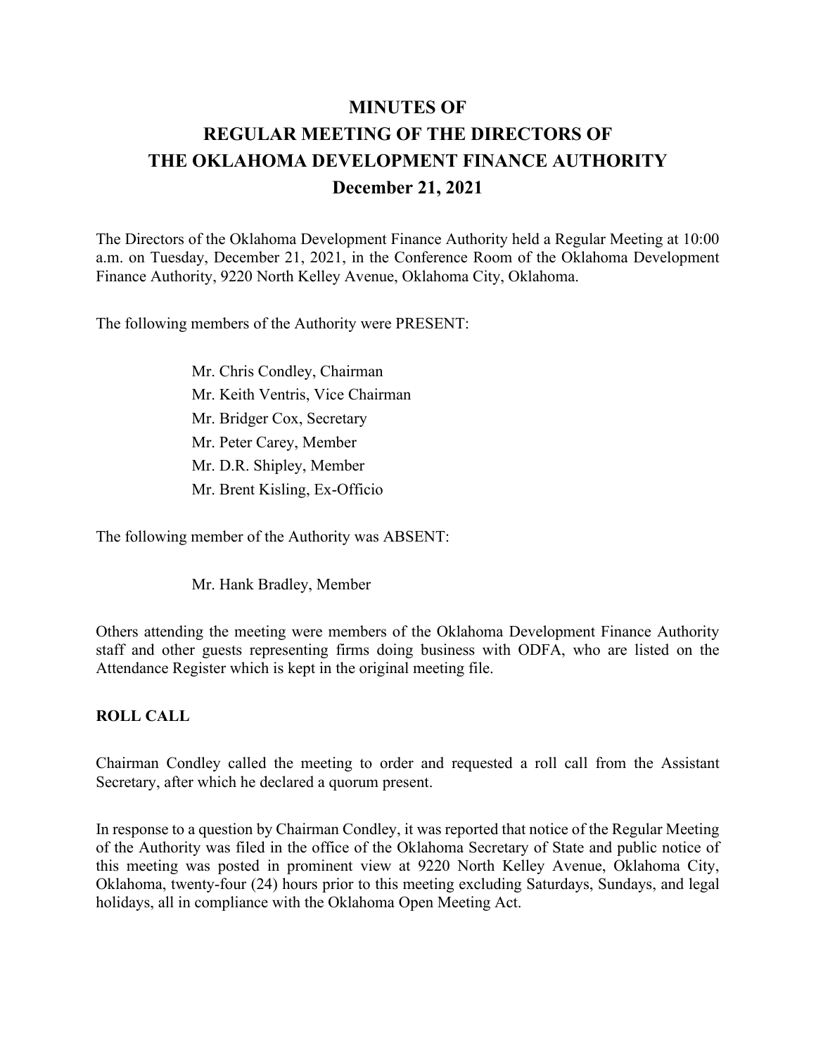# MINUTES OF
# REGULAR MEETING OF THE DIRECTORS OF
# THE OKLAHOMA DEVELOPMENT FINANCE AUTHORITY
# December 21, 2021

The Directors of the Oklahoma Development Finance Authority held a Regular Meeting at 10:00 a.m. on Tuesday, December 21, 2021, in the Conference Room of the Oklahoma Development Finance Authority, 9220 North Kelley Avenue, Oklahoma City, Oklahoma.

The following members of the Authority were PRESENT:

Mr. Chris Condley, Chairman
Mr. Keith Ventris, Vice Chairman
Mr. Bridger Cox, Secretary
Mr. Peter Carey, Member
Mr. D.R. Shipley, Member
Mr. Brent Kisling, Ex-Officio

The following member of the Authority was ABSENT:

Mr. Hank Bradley, Member

Others attending the meeting were members of the Oklahoma Development Finance Authority staff and other guests representing firms doing business with ODFA, who are listed on the Attendance Register which is kept in the original meeting file.

**ROLL CALL**

Chairman Condley called the meeting to order and requested a roll call from the Assistant Secretary, after which he declared a quorum present.

In response to a question by Chairman Condley, it was reported that notice of the Regular Meeting of the Authority was filed in the office of the Oklahoma Secretary of State and public notice of this meeting was posted in prominent view at 9220 North Kelley Avenue, Oklahoma City, Oklahoma, twenty-four (24) hours prior to this meeting excluding Saturdays, Sundays, and legal holidays, all in compliance with the Oklahoma Open Meeting Act.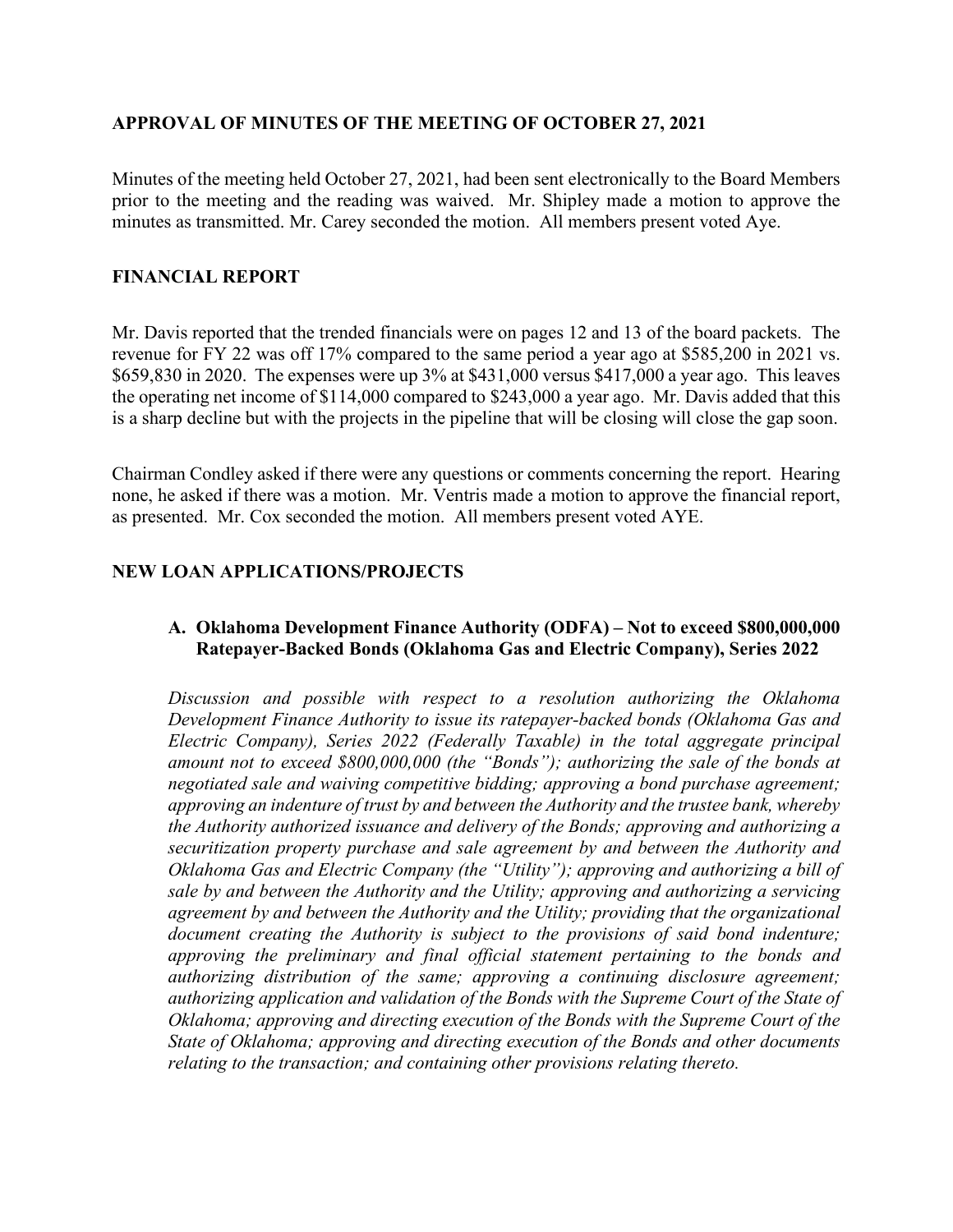## APPROVAL OF MINUTES OF THE MEETING OF OCTOBER 27, 2021

Minutes of the meeting held October 27, 2021, had been sent electronically to the Board Members prior to the meeting and the reading was waived. Mr. Shipley made a motion to approve the minutes as transmitted. Mr. Carey seconded the motion. All members present voted Aye.

## FINANCIAL REPORT

Mr. Davis reported that the trended financials were on pages 12 and 13 of the board packets. The revenue for FY 22 was off 17% compared to the same period a year ago at $585,200 in 2021 vs. $659,830 in 2020. The expenses were up 3% at $431,000 versus $417,000 a year ago. This leaves the operating net income of $114,000 compared to $243,000 a year ago. Mr. Davis added that this is a sharp decline but with the projects in the pipeline that will be closing will close the gap soon.

Chairman Condley asked if there were any questions or comments concerning the report. Hearing none, he asked if there was a motion. Mr. Ventris made a motion to approve the financial report, as presented. Mr. Cox seconded the motion. All members present voted AYE.

## NEW LOAN APPLICATIONS/PROJECTS

### A. Oklahoma Development Finance Authority (ODFA) – Not to exceed $800,000,000 Ratepayer-Backed Bonds (Oklahoma Gas and Electric Company), Series 2022

*Discussion and possible with respect to a resolution authorizing the Oklahoma Development Finance Authority to issue its ratepayer-backed bonds (Oklahoma Gas and Electric Company), Series 2022 (Federally Taxable) in the total aggregate principal amount not to exceed $800,000,000 (the "Bonds"); authorizing the sale of the bonds at negotiated sale and waiving competitive bidding; approving a bond purchase agreement; approving an indenture of trust by and between the Authority and the trustee bank, whereby the Authority authorized issuance and delivery of the Bonds; approving and authorizing a securitization property purchase and sale agreement by and between the Authority and Oklahoma Gas and Electric Company (the "Utility"); approving and authorizing a bill of sale by and between the Authority and the Utility; approving and authorizing a servicing agreement by and between the Authority and the Utility; providing that the organizational document creating the Authority is subject to the provisions of said bond indenture; approving the preliminary and final official statement pertaining to the bonds and authorizing distribution of the same; approving a continuing disclosure agreement; authorizing application and validation of the Bonds with the Supreme Court of the State of Oklahoma; approving and directing execution of the Bonds with the Supreme Court of the State of Oklahoma; approving and directing execution of the Bonds and other documents relating to the transaction; and containing other provisions relating thereto.*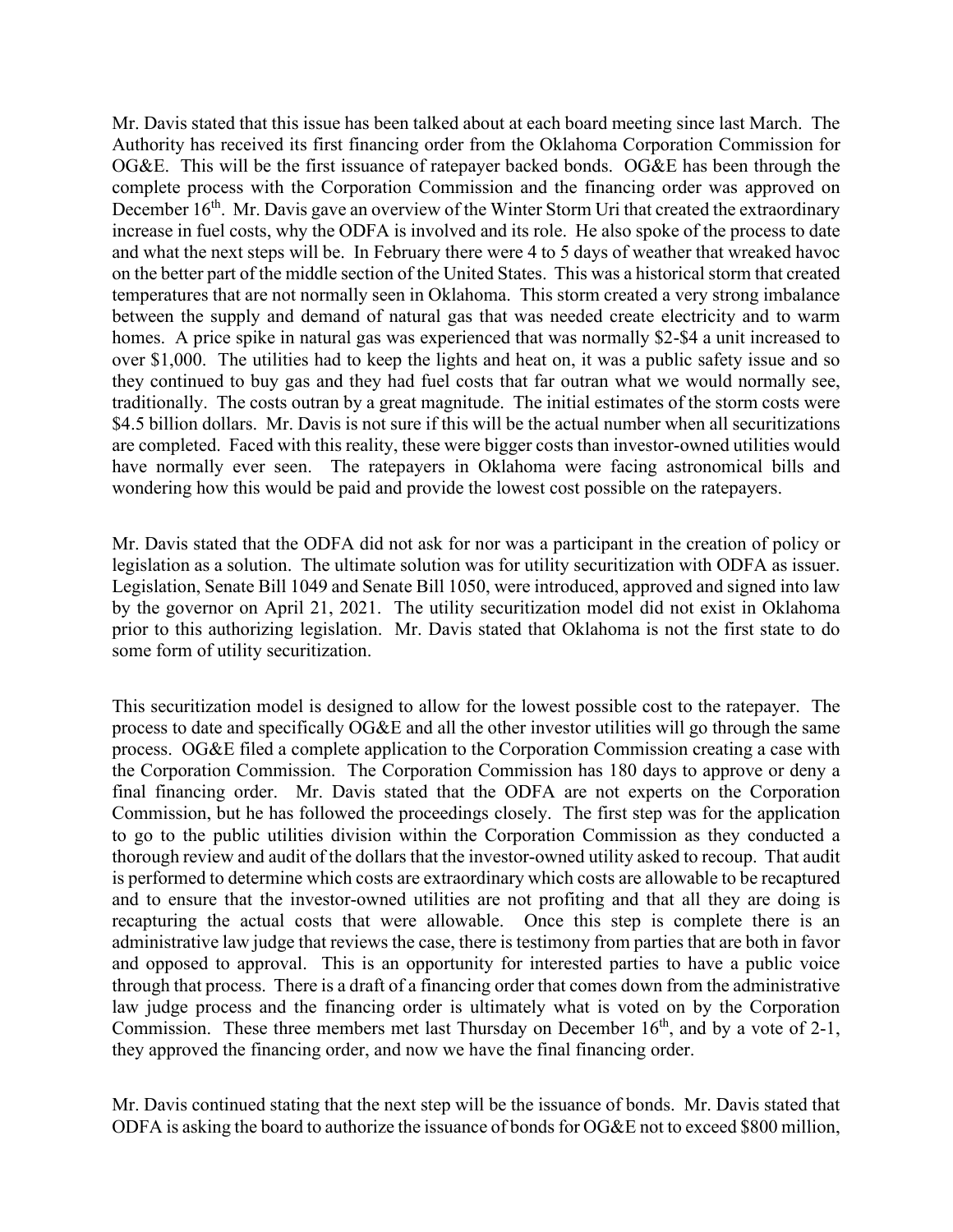Mr. Davis stated that this issue has been talked about at each board meeting since last March. The Authority has received its first financing order from the Oklahoma Corporation Commission for OG&E. This will be the first issuance of ratepayer backed bonds. OG&E has been through the complete process with the Corporation Commission and the financing order was approved on December 16th. Mr. Davis gave an overview of the Winter Storm Uri that created the extraordinary increase in fuel costs, why the ODFA is involved and its role. He also spoke of the process to date and what the next steps will be. In February there were 4 to 5 days of weather that wreaked havoc on the better part of the middle section of the United States. This was a historical storm that created temperatures that are not normally seen in Oklahoma. This storm created a very strong imbalance between the supply and demand of natural gas that was needed create electricity and to warm homes. A price spike in natural gas was experienced that was normally $2-$4 a unit increased to over $1,000. The utilities had to keep the lights and heat on, it was a public safety issue and so they continued to buy gas and they had fuel costs that far outran what we would normally see, traditionally. The costs outran by a great magnitude. The initial estimates of the storm costs were $4.5 billion dollars. Mr. Davis is not sure if this will be the actual number when all securitizations are completed. Faced with this reality, these were bigger costs than investor-owned utilities would have normally ever seen. The ratepayers in Oklahoma were facing astronomical bills and wondering how this would be paid and provide the lowest cost possible on the ratepayers.

Mr. Davis stated that the ODFA did not ask for nor was a participant in the creation of policy or legislation as a solution. The ultimate solution was for utility securitization with ODFA as issuer. Legislation, Senate Bill 1049 and Senate Bill 1050, were introduced, approved and signed into law by the governor on April 21, 2021. The utility securitization model did not exist in Oklahoma prior to this authorizing legislation. Mr. Davis stated that Oklahoma is not the first state to do some form of utility securitization.

This securitization model is designed to allow for the lowest possible cost to the ratepayer. The process to date and specifically OG&E and all the other investor utilities will go through the same process. OG&E filed a complete application to the Corporation Commission creating a case with the Corporation Commission. The Corporation Commission has 180 days to approve or deny a final financing order. Mr. Davis stated that the ODFA are not experts on the Corporation Commission, but he has followed the proceedings closely. The first step was for the application to go to the public utilities division within the Corporation Commission as they conducted a thorough review and audit of the dollars that the investor-owned utility asked to recoup. That audit is performed to determine which costs are extraordinary which costs are allowable to be recaptured and to ensure that the investor-owned utilities are not profiting and that all they are doing is recapturing the actual costs that were allowable. Once this step is complete there is an administrative law judge that reviews the case, there is testimony from parties that are both in favor and opposed to approval. This is an opportunity for interested parties to have a public voice through that process. There is a draft of a financing order that comes down from the administrative law judge process and the financing order is ultimately what is voted on by the Corporation Commission. These three members met last Thursday on December 16th, and by a vote of 2-1, they approved the financing order, and now we have the final financing order.

Mr. Davis continued stating that the next step will be the issuance of bonds. Mr. Davis stated that ODFA is asking the board to authorize the issuance of bonds for OG&E not to exceed $800 million,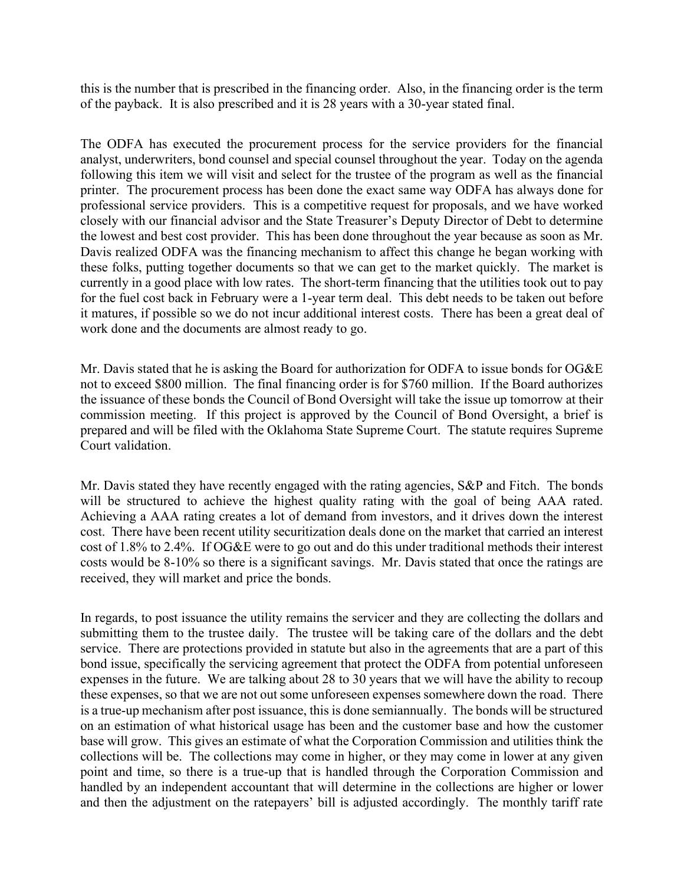this is the number that is prescribed in the financing order. Also, in the financing order is the term of the payback. It is also prescribed and it is 28 years with a 30-year stated final.

The ODFA has executed the procurement process for the service providers for the financial analyst, underwriters, bond counsel and special counsel throughout the year. Today on the agenda following this item we will visit and select for the trustee of the program as well as the financial printer. The procurement process has been done the exact same way ODFA has always done for professional service providers. This is a competitive request for proposals, and we have worked closely with our financial advisor and the State Treasurer's Deputy Director of Debt to determine the lowest and best cost provider. This has been done throughout the year because as soon as Mr. Davis realized ODFA was the financing mechanism to affect this change he began working with these folks, putting together documents so that we can get to the market quickly. The market is currently in a good place with low rates. The short-term financing that the utilities took out to pay for the fuel cost back in February were a 1-year term deal. This debt needs to be taken out before it matures, if possible so we do not incur additional interest costs. There has been a great deal of work done and the documents are almost ready to go.

Mr. Davis stated that he is asking the Board for authorization for ODFA to issue bonds for OG&E not to exceed $800 million. The final financing order is for $760 million. If the Board authorizes the issuance of these bonds the Council of Bond Oversight will take the issue up tomorrow at their commission meeting. If this project is approved by the Council of Bond Oversight, a brief is prepared and will be filed with the Oklahoma State Supreme Court. The statute requires Supreme Court validation.

Mr. Davis stated they have recently engaged with the rating agencies, S&P and Fitch. The bonds will be structured to achieve the highest quality rating with the goal of being AAA rated. Achieving a AAA rating creates a lot of demand from investors, and it drives down the interest cost. There have been recent utility securitization deals done on the market that carried an interest cost of 1.8% to 2.4%. If OG&E were to go out and do this under traditional methods their interest costs would be 8-10% so there is a significant savings. Mr. Davis stated that once the ratings are received, they will market and price the bonds.

In regards, to post issuance the utility remains the servicer and they are collecting the dollars and submitting them to the trustee daily. The trustee will be taking care of the dollars and the debt service. There are protections provided in statute but also in the agreements that are a part of this bond issue, specifically the servicing agreement that protect the ODFA from potential unforeseen expenses in the future. We are talking about 28 to 30 years that we will have the ability to recoup these expenses, so that we are not out some unforeseen expenses somewhere down the road. There is a true-up mechanism after post issuance, this is done semiannually. The bonds will be structured on an estimation of what historical usage has been and the customer base and how the customer base will grow. This gives an estimate of what the Corporation Commission and utilities think the collections will be. The collections may come in higher, or they may come in lower at any given point and time, so there is a true-up that is handled through the Corporation Commission and handled by an independent accountant that will determine in the collections are higher or lower and then the adjustment on the ratepayers' bill is adjusted accordingly. The monthly tariff rate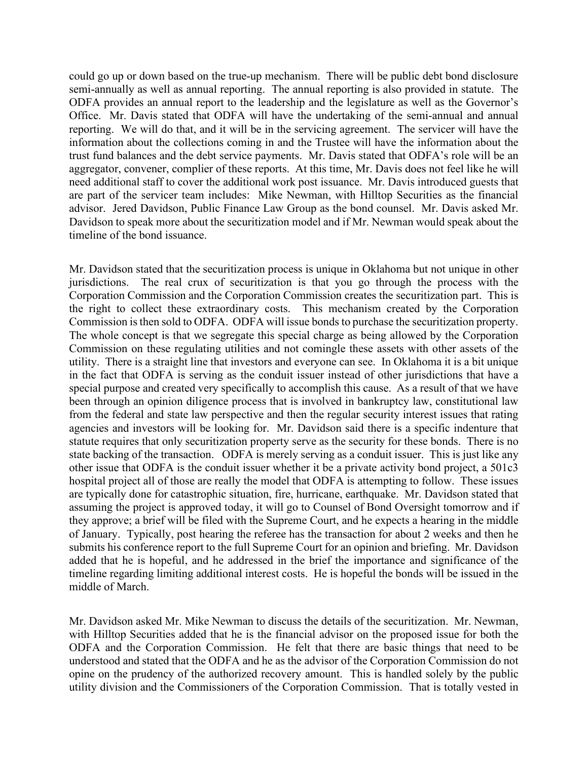could go up or down based on the true-up mechanism. There will be public debt bond disclosure semi-annually as well as annual reporting. The annual reporting is also provided in statute. The ODFA provides an annual report to the leadership and the legislature as well as the Governor's Office. Mr. Davis stated that ODFA will have the undertaking of the semi-annual and annual reporting. We will do that, and it will be in the servicing agreement. The servicer will have the information about the collections coming in and the Trustee will have the information about the trust fund balances and the debt service payments. Mr. Davis stated that ODFA's role will be an aggregator, convener, complier of these reports. At this time, Mr. Davis does not feel like he will need additional staff to cover the additional work post issuance. Mr. Davis introduced guests that are part of the servicer team includes: Mike Newman, with Hilltop Securities as the financial advisor. Jered Davidson, Public Finance Law Group as the bond counsel. Mr. Davis asked Mr. Davidson to speak more about the securitization model and if Mr. Newman would speak about the timeline of the bond issuance.

Mr. Davidson stated that the securitization process is unique in Oklahoma but not unique in other jurisdictions. The real crux of securitization is that you go through the process with the Corporation Commission and the Corporation Commission creates the securitization part. This is the right to collect these extraordinary costs. This mechanism created by the Corporation Commission is then sold to ODFA. ODFA will issue bonds to purchase the securitization property. The whole concept is that we segregate this special charge as being allowed by the Corporation Commission on these regulating utilities and not comingle these assets with other assets of the utility. There is a straight line that investors and everyone can see. In Oklahoma it is a bit unique in the fact that ODFA is serving as the conduit issuer instead of other jurisdictions that have a special purpose and created very specifically to accomplish this cause. As a result of that we have been through an opinion diligence process that is involved in bankruptcy law, constitutional law from the federal and state law perspective and then the regular security interest issues that rating agencies and investors will be looking for. Mr. Davidson said there is a specific indenture that statute requires that only securitization property serve as the security for these bonds. There is no state backing of the transaction. ODFA is merely serving as a conduit issuer. This is just like any other issue that ODFA is the conduit issuer whether it be a private activity bond project, a 501c3 hospital project all of those are really the model that ODFA is attempting to follow. These issues are typically done for catastrophic situation, fire, hurricane, earthquake. Mr. Davidson stated that assuming the project is approved today, it will go to Counsel of Bond Oversight tomorrow and if they approve; a brief will be filed with the Supreme Court, and he expects a hearing in the middle of January. Typically, post hearing the referee has the transaction for about 2 weeks and then he submits his conference report to the full Supreme Court for an opinion and briefing. Mr. Davidson added that he is hopeful, and he addressed in the brief the importance and significance of the timeline regarding limiting additional interest costs. He is hopeful the bonds will be issued in the middle of March.

Mr. Davidson asked Mr. Mike Newman to discuss the details of the securitization. Mr. Newman, with Hilltop Securities added that he is the financial advisor on the proposed issue for both the ODFA and the Corporation Commission. He felt that there are basic things that need to be understood and stated that the ODFA and he as the advisor of the Corporation Commission do not opine on the prudency of the authorized recovery amount. This is handled solely by the public utility division and the Commissioners of the Corporation Commission. That is totally vested in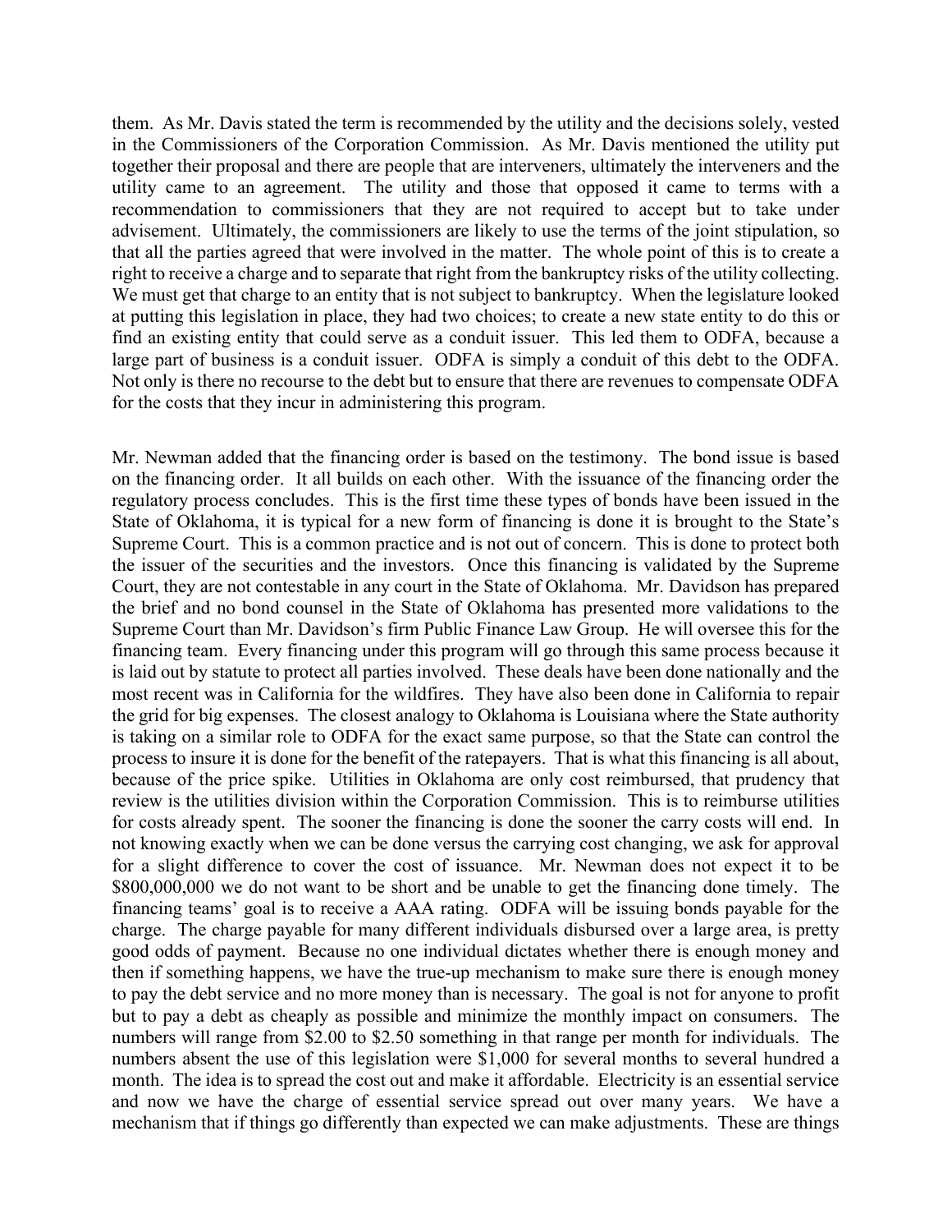them. As Mr. Davis stated the term is recommended by the utility and the decisions solely, vested in the Commissioners of the Corporation Commission. As Mr. Davis mentioned the utility put together their proposal and there are people that are interveners, ultimately the interveners and the utility came to an agreement. The utility and those that opposed it came to terms with a recommendation to commissioners that they are not required to accept but to take under advisement. Ultimately, the commissioners are likely to use the terms of the joint stipulation, so that all the parties agreed that were involved in the matter. The whole point of this is to create a right to receive a charge and to separate that right from the bankruptcy risks of the utility collecting. We must get that charge to an entity that is not subject to bankruptcy. When the legislature looked at putting this legislation in place, they had two choices; to create a new state entity to do this or find an existing entity that could serve as a conduit issuer. This led them to ODFA, because a large part of business is a conduit issuer. ODFA is simply a conduit of this debt to the ODFA. Not only is there no recourse to the debt but to ensure that there are revenues to compensate ODFA for the costs that they incur in administering this program.

Mr. Newman added that the financing order is based on the testimony. The bond issue is based on the financing order. It all builds on each other. With the issuance of the financing order the regulatory process concludes. This is the first time these types of bonds have been issued in the State of Oklahoma, it is typical for a new form of financing is done it is brought to the State's Supreme Court. This is a common practice and is not out of concern. This is done to protect both the issuer of the securities and the investors. Once this financing is validated by the Supreme Court, they are not contestable in any court in the State of Oklahoma. Mr. Davidson has prepared the brief and no bond counsel in the State of Oklahoma has presented more validations to the Supreme Court than Mr. Davidson's firm Public Finance Law Group. He will oversee this for the financing team. Every financing under this program will go through this same process because it is laid out by statute to protect all parties involved. These deals have been done nationally and the most recent was in California for the wildfires. They have also been done in California to repair the grid for big expenses. The closest analogy to Oklahoma is Louisiana where the State authority is taking on a similar role to ODFA for the exact same purpose, so that the State can control the process to insure it is done for the benefit of the ratepayers. That is what this financing is all about, because of the price spike. Utilities in Oklahoma are only cost reimbursed, that prudency that review is the utilities division within the Corporation Commission. This is to reimburse utilities for costs already spent. The sooner the financing is done the sooner the carry costs will end. In not knowing exactly when we can be done versus the carrying cost changing, we ask for approval for a slight difference to cover the cost of issuance. Mr. Newman does not expect it to be \$800,000,000 we do not want to be short and be unable to get the financing done timely. The financing teams' goal is to receive a AAA rating. ODFA will be issuing bonds payable for the charge. The charge payable for many different individuals disbursed over a large area, is pretty good odds of payment. Because no one individual dictates whether there is enough money and then if something happens, we have the true-up mechanism to make sure there is enough money to pay the debt service and no more money than is necessary. The goal is not for anyone to profit but to pay a debt as cheaply as possible and minimize the monthly impact on consumers. The numbers will range from \$2.00 to \$2.50 something in that range per month for individuals. The numbers absent the use of this legislation were \$1,000 for several months to several hundred a month. The idea is to spread the cost out and make it affordable. Electricity is an essential service and now we have the charge of essential service spread out over many years. We have a mechanism that if things go differently than expected we can make adjustments. These are things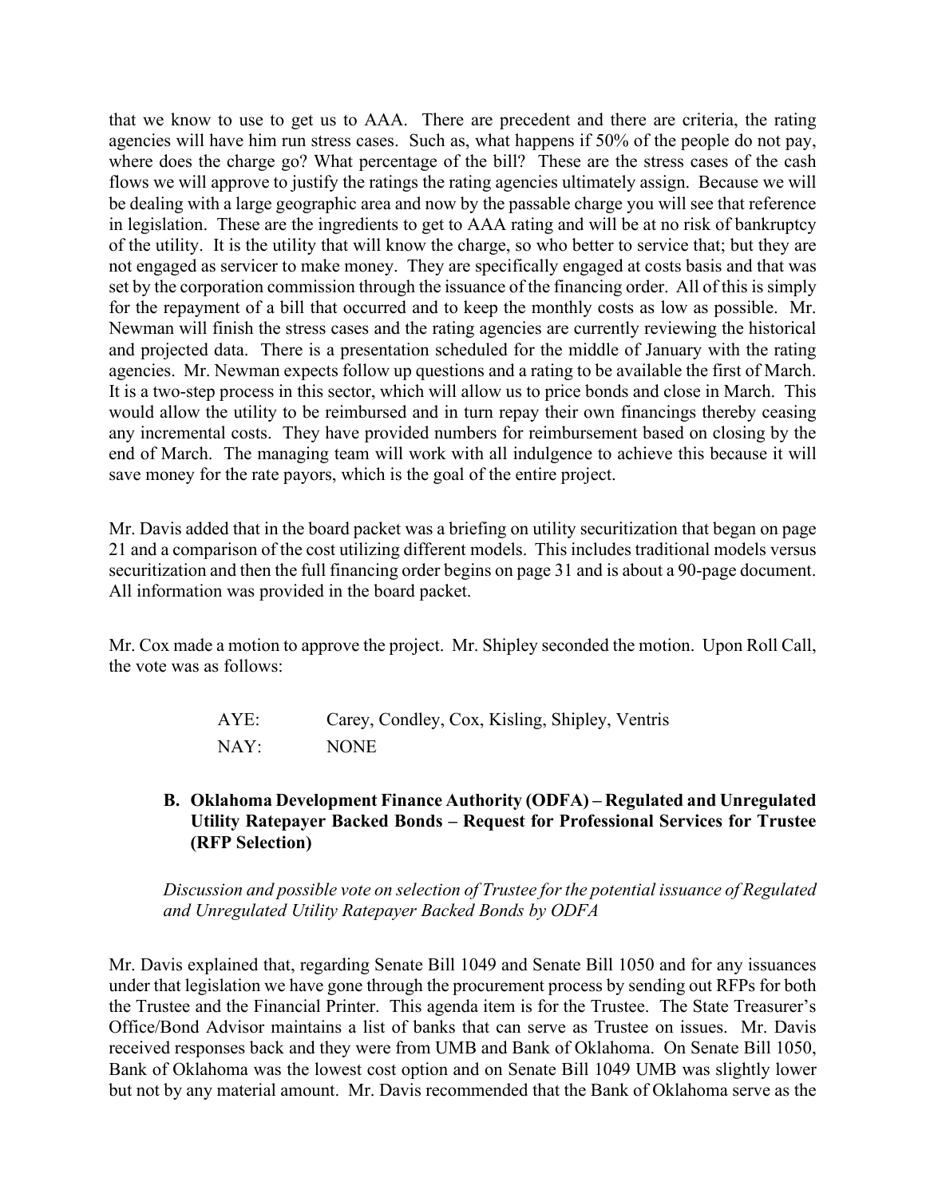that we know to use to get us to AAA. There are precedent and there are criteria, the rating agencies will have him run stress cases. Such as, what happens if 50% of the people do not pay, where does the charge go? What percentage of the bill? These are the stress cases of the cash flows we will approve to justify the ratings the rating agencies ultimately assign. Because we will be dealing with a large geographic area and now by the passable charge you will see that reference in legislation. These are the ingredients to get to AAA rating and will be at no risk of bankruptcy of the utility. It is the utility that will know the charge, so who better to service that; but they are not engaged as servicer to make money. They are specifically engaged at costs basis and that was set by the corporation commission through the issuance of the financing order. All of this is simply for the repayment of a bill that occurred and to keep the monthly costs as low as possible. Mr. Newman will finish the stress cases and the rating agencies are currently reviewing the historical and projected data. There is a presentation scheduled for the middle of January with the rating agencies. Mr. Newman expects follow up questions and a rating to be available the first of March. It is a two-step process in this sector, which will allow us to price bonds and close in March. This would allow the utility to be reimbursed and in turn repay their own financings thereby ceasing any incremental costs. They have provided numbers for reimbursement based on closing by the end of March. The managing team will work with all indulgence to achieve this because it will save money for the rate payors, which is the goal of the entire project.

Mr. Davis added that in the board packet was a briefing on utility securitization that began on page 21 and a comparison of the cost utilizing different models. This includes traditional models versus securitization and then the full financing order begins on page 31 and is about a 90-page document. All information was provided in the board packet.

Mr. Cox made a motion to approve the project. Mr. Shipley seconded the motion. Upon Roll Call, the vote was as follows:

AYE: Carey, Condley, Cox, Kisling, Shipley, Ventris

NAY: NONE

**B. Oklahoma Development Finance Authority (ODFA) – Regulated and Unregulated Utility Ratepayer Backed Bonds – Request for Professional Services for Trustee (RFP Selection)**

*Discussion and possible vote on selection of Trustee for the potential issuance of Regulated and Unregulated Utility Ratepayer Backed Bonds by ODFA*

Mr. Davis explained that, regarding Senate Bill 1049 and Senate Bill 1050 and for any issuances under that legislation we have gone through the procurement process by sending out RFPs for both the Trustee and the Financial Printer. This agenda item is for the Trustee. The State Treasurer's Office/Bond Advisor maintains a list of banks that can serve as Trustee on issues. Mr. Davis received responses back and they were from UMB and Bank of Oklahoma. On Senate Bill 1050, Bank of Oklahoma was the lowest cost option and on Senate Bill 1049 UMB was slightly lower but not by any material amount. Mr. Davis recommended that the Bank of Oklahoma serve as the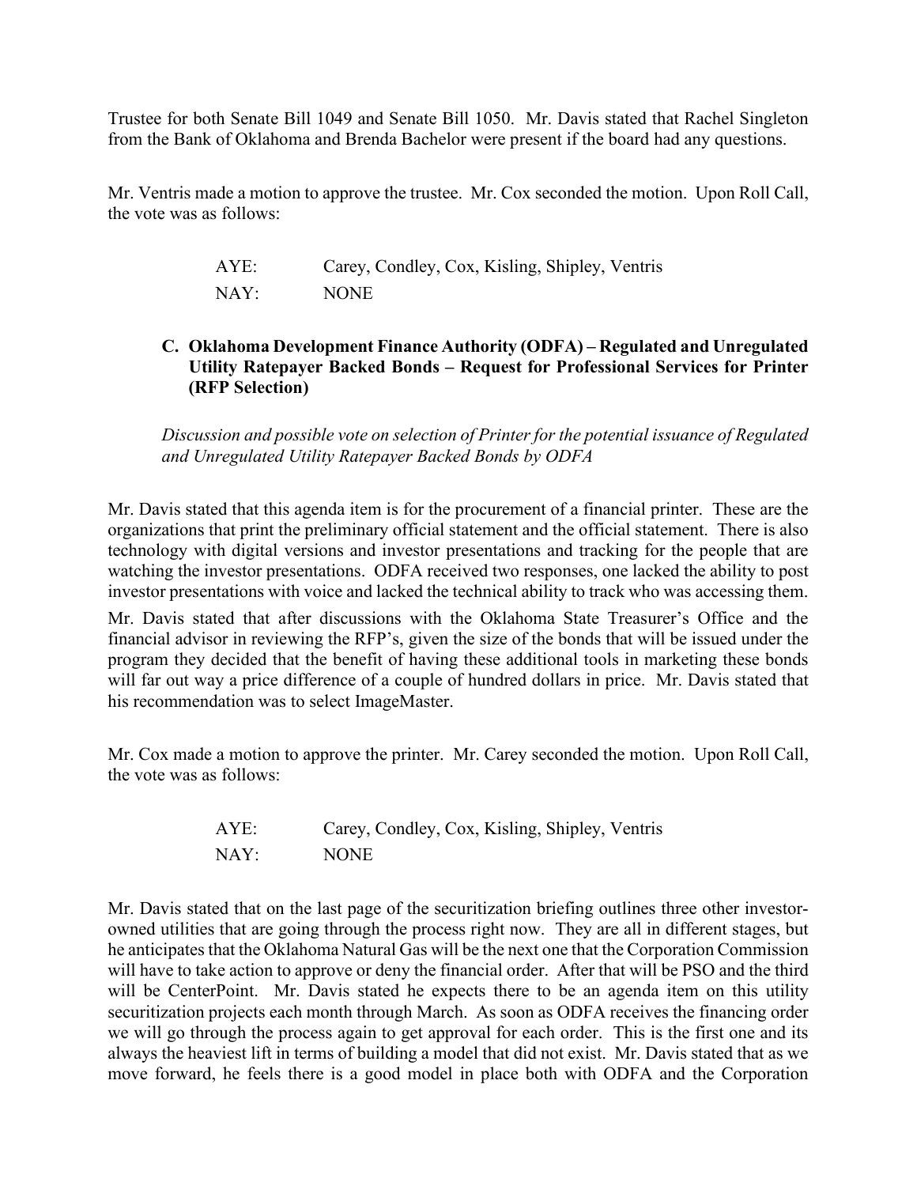Trustee for both Senate Bill 1049 and Senate Bill 1050. Mr. Davis stated that Rachel Singleton from the Bank of Oklahoma and Brenda Bachelor were present if the board had any questions.

Mr. Ventris made a motion to approve the trustee. Mr. Cox seconded the motion. Upon Roll Call, the vote was as follows:

AYE: Carey, Condley, Cox, Kisling, Shipley, Ventris
NAY: NONE

**C. Oklahoma Development Finance Authority (ODFA) – Regulated and Unregulated Utility Ratepayer Backed Bonds – Request for Professional Services for Printer (RFP Selection)**

*Discussion and possible vote on selection of Printer for the potential issuance of Regulated and Unregulated Utility Ratepayer Backed Bonds by ODFA*

Mr. Davis stated that this agenda item is for the procurement of a financial printer. These are the organizations that print the preliminary official statement and the official statement. There is also technology with digital versions and investor presentations and tracking for the people that are watching the investor presentations. ODFA received two responses, one lacked the ability to post investor presentations with voice and lacked the technical ability to track who was accessing them.

Mr. Davis stated that after discussions with the Oklahoma State Treasurer's Office and the financial advisor in reviewing the RFP's, given the size of the bonds that will be issued under the program they decided that the benefit of having these additional tools in marketing these bonds will far out way a price difference of a couple of hundred dollars in price. Mr. Davis stated that his recommendation was to select ImageMaster.

Mr. Cox made a motion to approve the printer. Mr. Carey seconded the motion. Upon Roll Call, the vote was as follows:

AYE: Carey, Condley, Cox, Kisling, Shipley, Ventris
NAY: NONE

Mr. Davis stated that on the last page of the securitization briefing outlines three other investor-owned utilities that are going through the process right now. They are all in different stages, but he anticipates that the Oklahoma Natural Gas will be the next one that the Corporation Commission will have to take action to approve or deny the financial order. After that will be PSO and the third will be CenterPoint. Mr. Davis stated he expects there to be an agenda item on this utility securitization projects each month through March. As soon as ODFA receives the financing order we will go through the process again to get approval for each order. This is the first one and its always the heaviest lift in terms of building a model that did not exist. Mr. Davis stated that as we move forward, he feels there is a good model in place both with ODFA and the Corporation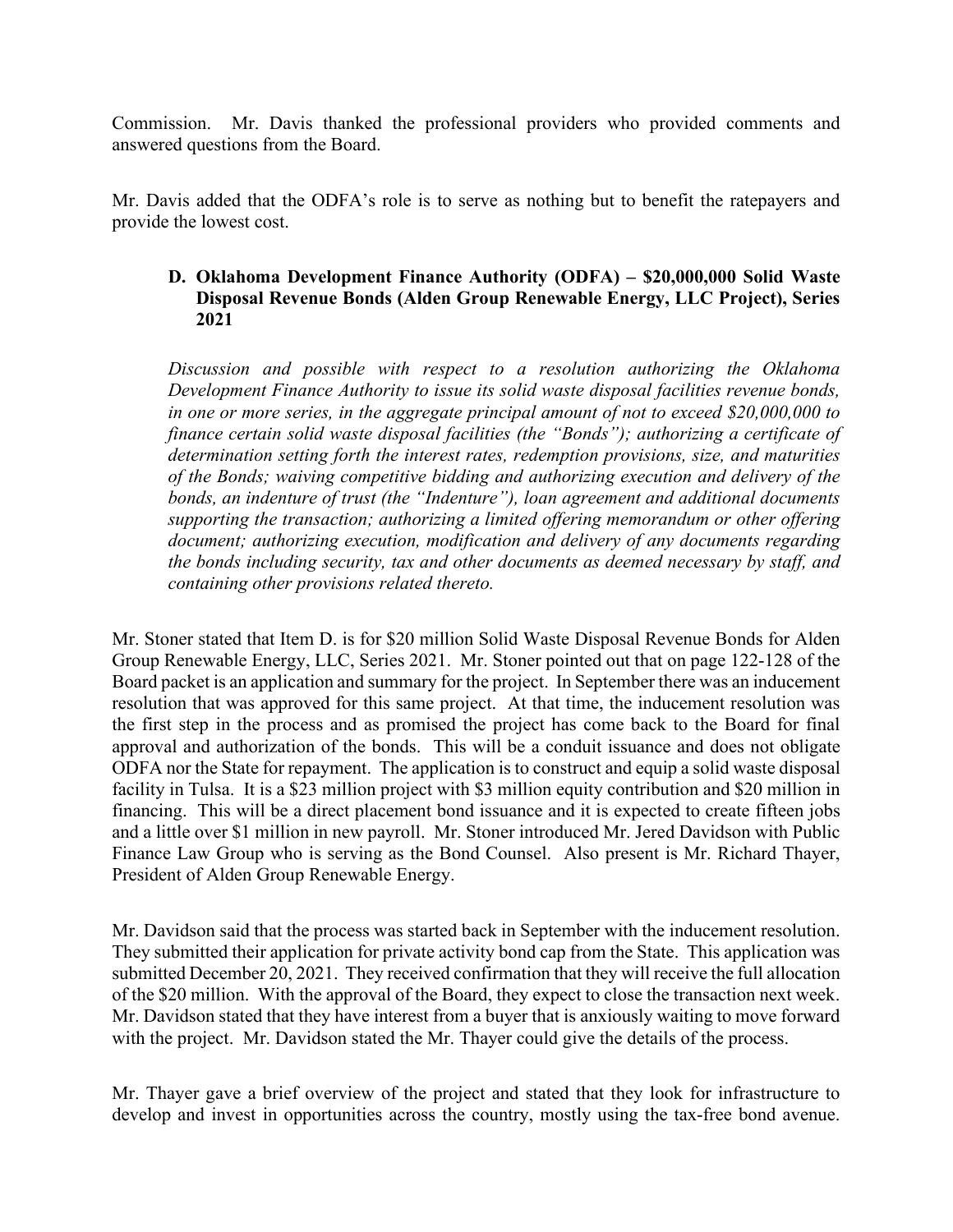Commission. Mr. Davis thanked the professional providers who provided comments and answered questions from the Board.

Mr. Davis added that the ODFA's role is to serve as nothing but to benefit the ratepayers and provide the lowest cost.

**D. Oklahoma Development Finance Authority (ODFA) – $20,000,000 Solid Waste Disposal Revenue Bonds (Alden Group Renewable Energy, LLC Project), Series 2021**

*Discussion and possible with respect to a resolution authorizing the Oklahoma Development Finance Authority to issue its solid waste disposal facilities revenue bonds, in one or more series, in the aggregate principal amount of not to exceed $20,000,000 to finance certain solid waste disposal facilities (the "Bonds"); authorizing a certificate of determination setting forth the interest rates, redemption provisions, size, and maturities of the Bonds; waiving competitive bidding and authorizing execution and delivery of the bonds, an indenture of trust (the "Indenture"), loan agreement and additional documents supporting the transaction; authorizing a limited offering memorandum or other offering document; authorizing execution, modification and delivery of any documents regarding the bonds including security, tax and other documents as deemed necessary by staff, and containing other provisions related thereto.*

Mr. Stoner stated that Item D. is for $20 million Solid Waste Disposal Revenue Bonds for Alden Group Renewable Energy, LLC, Series 2021. Mr. Stoner pointed out that on page 122-128 of the Board packet is an application and summary for the project. In September there was an inducement resolution that was approved for this same project. At that time, the inducement resolution was the first step in the process and as promised the project has come back to the Board for final approval and authorization of the bonds. This will be a conduit issuance and does not obligate ODFA nor the State for repayment. The application is to construct and equip a solid waste disposal facility in Tulsa. It is a $23 million project with $3 million equity contribution and $20 million in financing. This will be a direct placement bond issuance and it is expected to create fifteen jobs and a little over $1 million in new payroll. Mr. Stoner introduced Mr. Jered Davidson with Public Finance Law Group who is serving as the Bond Counsel. Also present is Mr. Richard Thayer, President of Alden Group Renewable Energy.

Mr. Davidson said that the process was started back in September with the inducement resolution. They submitted their application for private activity bond cap from the State. This application was submitted December 20, 2021. They received confirmation that they will receive the full allocation of the $20 million. With the approval of the Board, they expect to close the transaction next week. Mr. Davidson stated that they have interest from a buyer that is anxiously waiting to move forward with the project. Mr. Davidson stated the Mr. Thayer could give the details of the process.

Mr. Thayer gave a brief overview of the project and stated that they look for infrastructure to develop and invest in opportunities across the country, mostly using the tax-free bond avenue.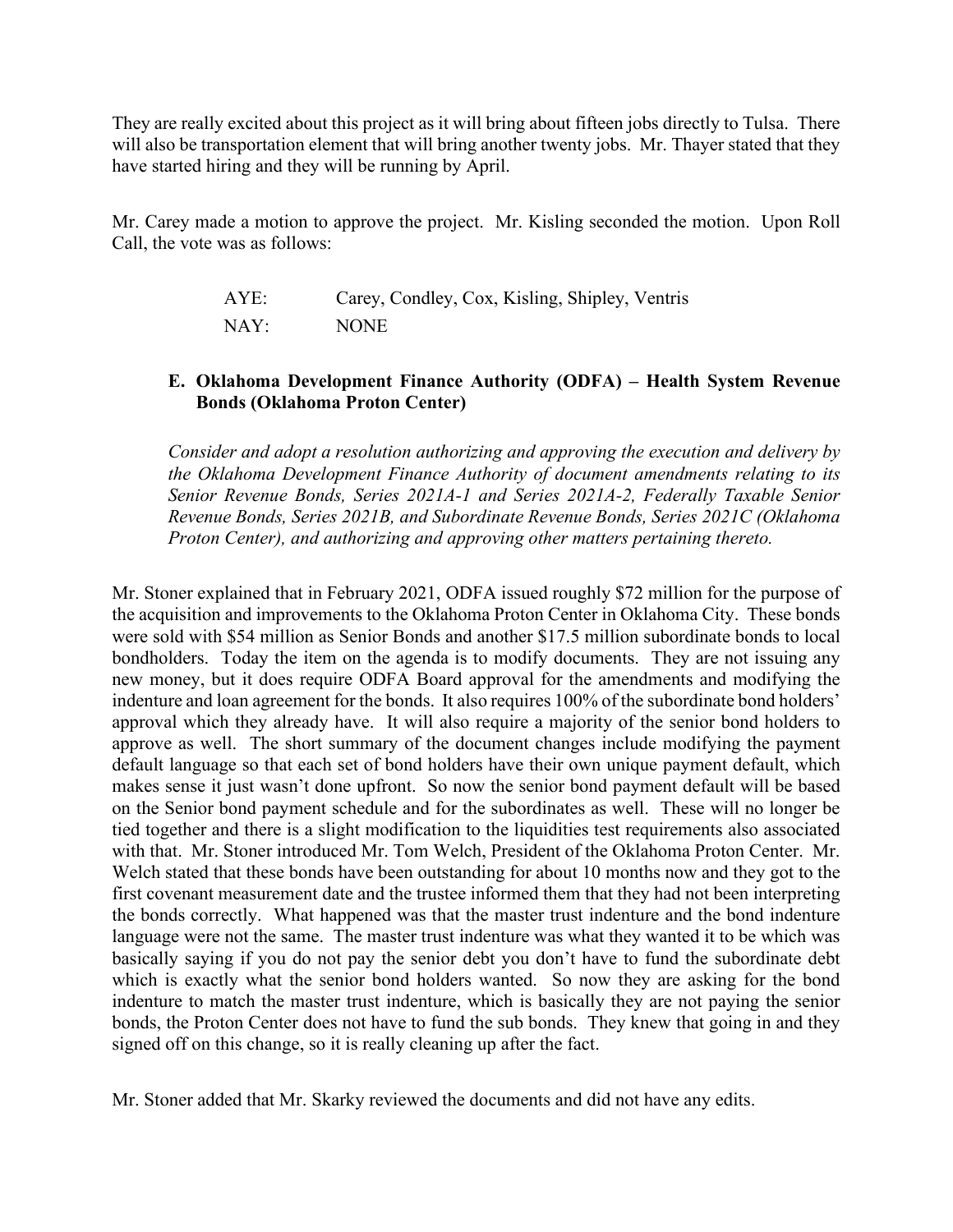They are really excited about this project as it will bring about fifteen jobs directly to Tulsa. There will also be transportation element that will bring another twenty jobs. Mr. Thayer stated that they have started hiring and they will be running by April.

Mr. Carey made a motion to approve the project. Mr. Kisling seconded the motion. Upon Roll Call, the vote was as follows:

AYE: Carey, Condley, Cox, Kisling, Shipley, Ventris

NAY: NONE

**E. Oklahoma Development Finance Authority (ODFA) – Health System Revenue Bonds (Oklahoma Proton Center)**

*Consider and adopt a resolution authorizing and approving the execution and delivery by the Oklahoma Development Finance Authority of document amendments relating to its Senior Revenue Bonds, Series 2021A-1 and Series 2021A-2, Federally Taxable Senior Revenue Bonds, Series 2021B, and Subordinate Revenue Bonds, Series 2021C (Oklahoma Proton Center), and authorizing and approving other matters pertaining thereto.*

Mr. Stoner explained that in February 2021, ODFA issued roughly $72 million for the purpose of the acquisition and improvements to the Oklahoma Proton Center in Oklahoma City. These bonds were sold with $54 million as Senior Bonds and another $17.5 million subordinate bonds to local bondholders. Today the item on the agenda is to modify documents. They are not issuing any new money, but it does require ODFA Board approval for the amendments and modifying the indenture and loan agreement for the bonds. It also requires 100% of the subordinate bond holders' approval which they already have. It will also require a majority of the senior bond holders to approve as well. The short summary of the document changes include modifying the payment default language so that each set of bond holders have their own unique payment default, which makes sense it just wasn't done upfront. So now the senior bond payment default will be based on the Senior bond payment schedule and for the subordinates as well. These will no longer be tied together and there is a slight modification to the liquidities test requirements also associated with that. Mr. Stoner introduced Mr. Tom Welch, President of the Oklahoma Proton Center. Mr. Welch stated that these bonds have been outstanding for about 10 months now and they got to the first covenant measurement date and the trustee informed them that they had not been interpreting the bonds correctly. What happened was that the master trust indenture and the bond indenture language were not the same. The master trust indenture was what they wanted it to be which was basically saying if you do not pay the senior debt you don't have to fund the subordinate debt which is exactly what the senior bond holders wanted. So now they are asking for the bond indenture to match the master trust indenture, which is basically they are not paying the senior bonds, the Proton Center does not have to fund the sub bonds. They knew that going in and they signed off on this change, so it is really cleaning up after the fact.

Mr. Stoner added that Mr. Skarky reviewed the documents and did not have any edits.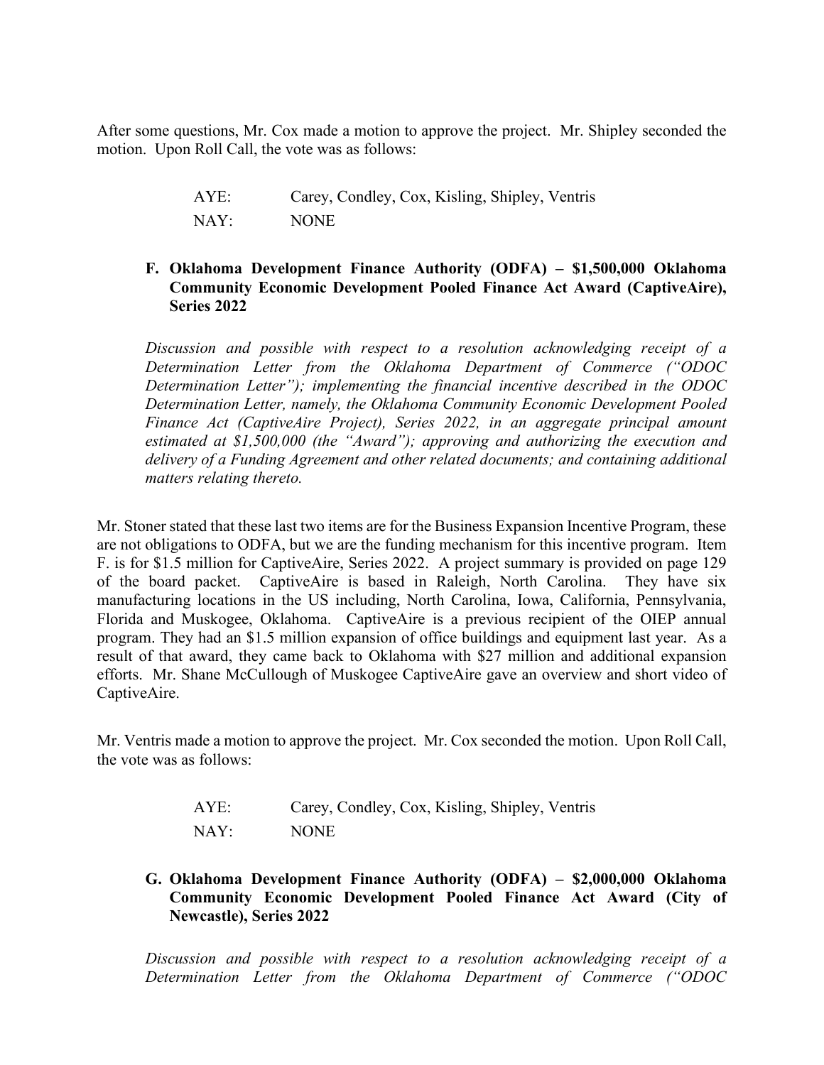After some questions, Mr. Cox made a motion to approve the project. Mr. Shipley seconded the motion. Upon Roll Call, the vote was as follows:

AYE: Carey, Condley, Cox, Kisling, Shipley, Ventris
NAY: NONE

**F. Oklahoma Development Finance Authority (ODFA) – $1,500,000 Oklahoma Community Economic Development Pooled Finance Act Award (CaptiveAire), Series 2022**

*Discussion and possible with respect to a resolution acknowledging receipt of a Determination Letter from the Oklahoma Department of Commerce ("ODOC Determination Letter"); implementing the financial incentive described in the ODOC Determination Letter, namely, the Oklahoma Community Economic Development Pooled Finance Act (CaptiveAire Project), Series 2022, in an aggregate principal amount estimated at $1,500,000 (the "Award"); approving and authorizing the execution and delivery of a Funding Agreement and other related documents; and containing additional matters relating thereto.*

Mr. Stoner stated that these last two items are for the Business Expansion Incentive Program, these are not obligations to ODFA, but we are the funding mechanism for this incentive program. Item F. is for $1.5 million for CaptiveAire, Series 2022. A project summary is provided on page 129 of the board packet. CaptiveAire is based in Raleigh, North Carolina. They have six manufacturing locations in the US including, North Carolina, Iowa, California, Pennsylvania, Florida and Muskogee, Oklahoma. CaptiveAire is a previous recipient of the OIEP annual program. They had an $1.5 million expansion of office buildings and equipment last year. As a result of that award, they came back to Oklahoma with $27 million and additional expansion efforts. Mr. Shane McCullough of Muskogee CaptiveAire gave an overview and short video of CaptiveAire.

Mr. Ventris made a motion to approve the project. Mr. Cox seconded the motion. Upon Roll Call, the vote was as follows:

AYE: Carey, Condley, Cox, Kisling, Shipley, Ventris
NAY: NONE

**G. Oklahoma Development Finance Authority (ODFA) – $2,000,000 Oklahoma Community Economic Development Pooled Finance Act Award (City of Newcastle), Series 2022**

*Discussion and possible with respect to a resolution acknowledging receipt of a Determination Letter from the Oklahoma Department of Commerce ("ODOC*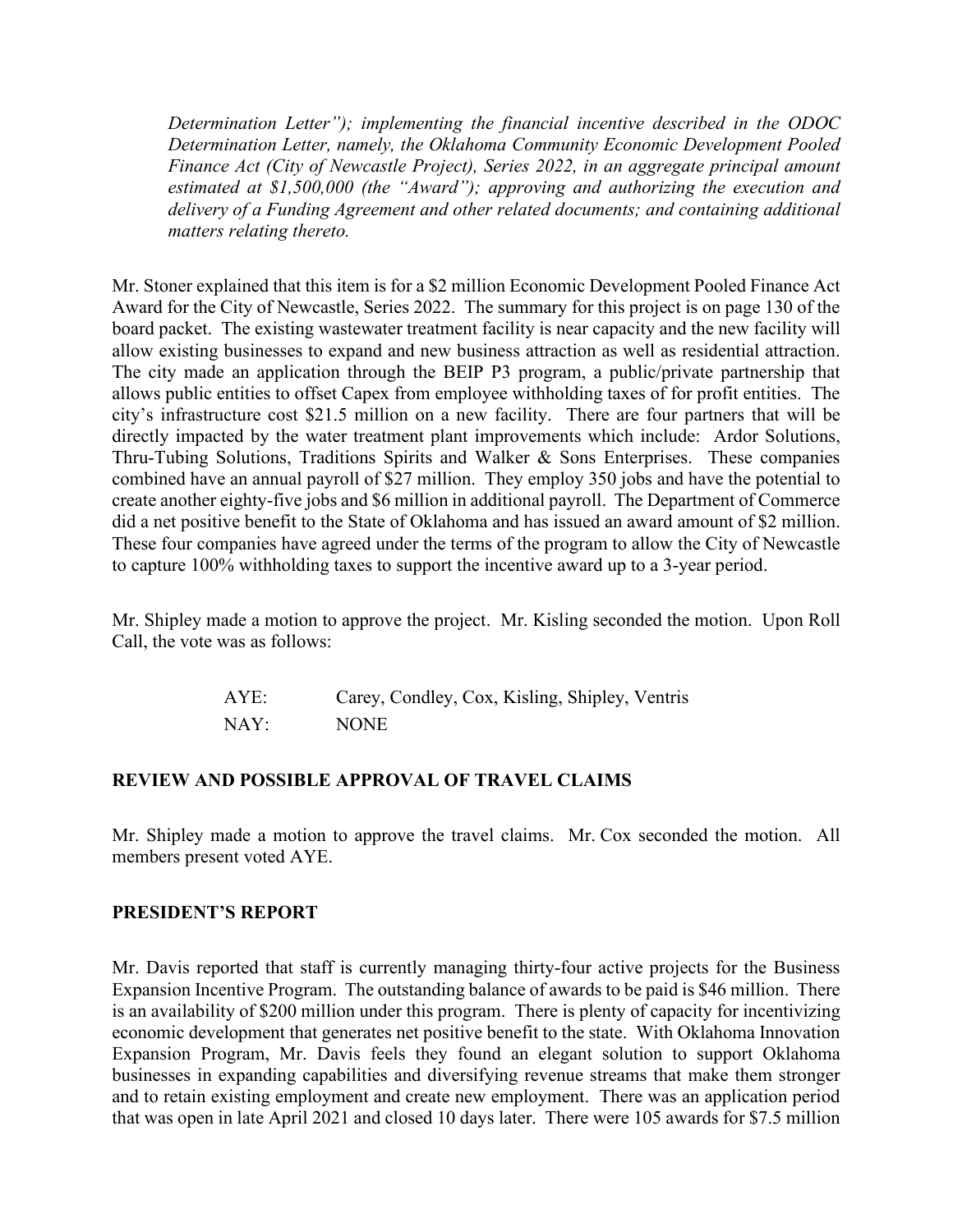*Determination Letter"); implementing the financial incentive described in the ODOC Determination Letter, namely, the Oklahoma Community Economic Development Pooled Finance Act (City of Newcastle Project), Series 2022, in an aggregate principal amount estimated at $1,500,000 (the "Award"); approving and authorizing the execution and delivery of a Funding Agreement and other related documents; and containing additional matters relating thereto.*

Mr. Stoner explained that this item is for a $2 million Economic Development Pooled Finance Act Award for the City of Newcastle, Series 2022. The summary for this project is on page 130 of the board packet. The existing wastewater treatment facility is near capacity and the new facility will allow existing businesses to expand and new business attraction as well as residential attraction. The city made an application through the BEIP P3 program, a public/private partnership that allows public entities to offset Capex from employee withholding taxes of for profit entities. The city's infrastructure cost $21.5 million on a new facility. There are four partners that will be directly impacted by the water treatment plant improvements which include: Ardor Solutions, Thru-Tubing Solutions, Traditions Spirits and Walker & Sons Enterprises. These companies combined have an annual payroll of $27 million. They employ 350 jobs and have the potential to create another eighty-five jobs and $6 million in additional payroll. The Department of Commerce did a net positive benefit to the State of Oklahoma and has issued an award amount of $2 million. These four companies have agreed under the terms of the program to allow the City of Newcastle to capture 100% withholding taxes to support the incentive award up to a 3-year period.

Mr. Shipley made a motion to approve the project. Mr. Kisling seconded the motion. Upon Roll Call, the vote was as follows:

AYE: Carey, Condley, Cox, Kisling, Shipley, Ventris
NAY: NONE

**REVIEW AND POSSIBLE APPROVAL OF TRAVEL CLAIMS**

Mr. Shipley made a motion to approve the travel claims. Mr. Cox seconded the motion. All members present voted AYE.

**PRESIDENT'S REPORT**

Mr. Davis reported that staff is currently managing thirty-four active projects for the Business Expansion Incentive Program. The outstanding balance of awards to be paid is $46 million. There is an availability of $200 million under this program. There is plenty of capacity for incentivizing economic development that generates net positive benefit to the state. With Oklahoma Innovation Expansion Program, Mr. Davis feels they found an elegant solution to support Oklahoma businesses in expanding capabilities and diversifying revenue streams that make them stronger and to retain existing employment and create new employment. There was an application period that was open in late April 2021 and closed 10 days later. There were 105 awards for $7.5 million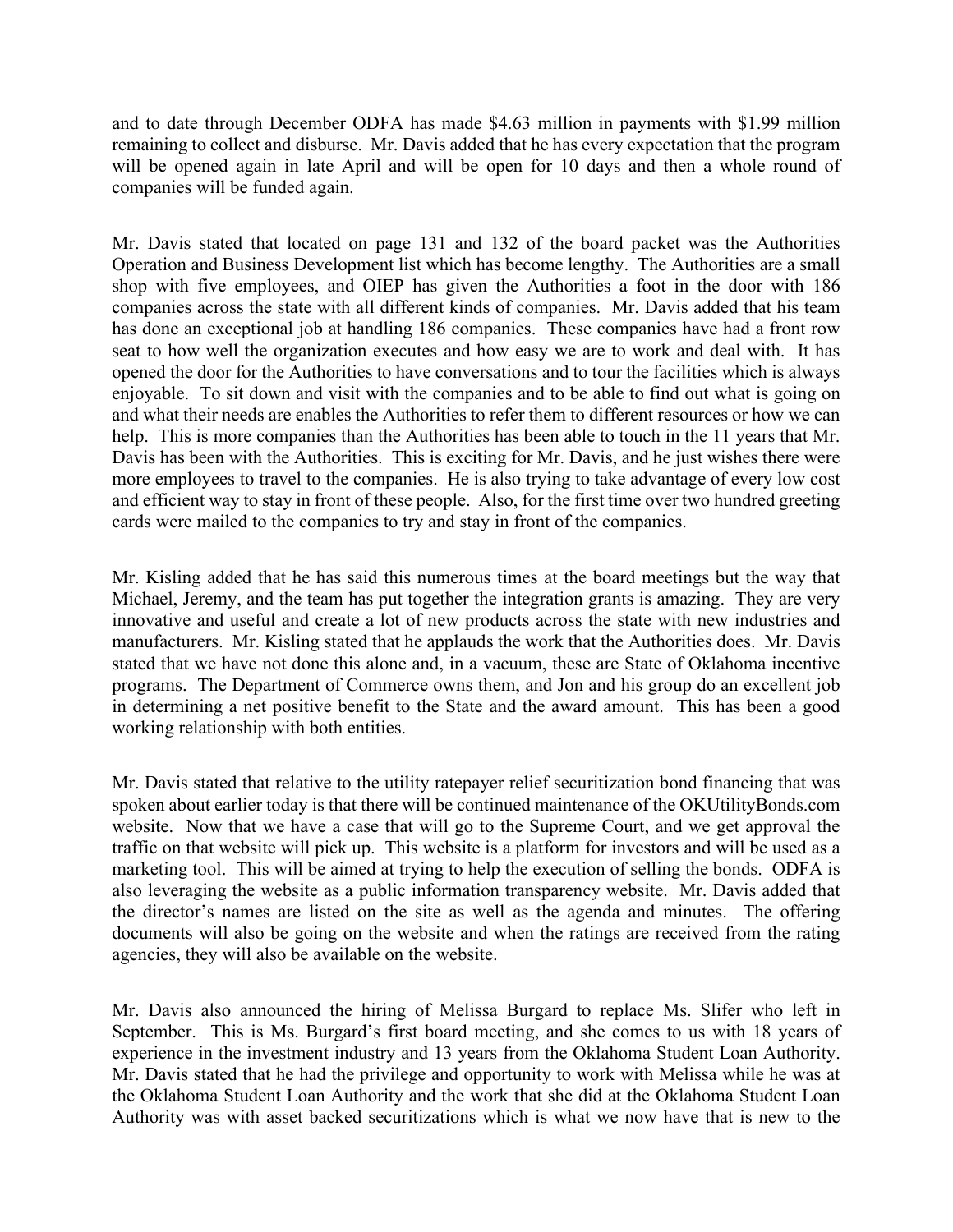and to date through December ODFA has made $4.63 million in payments with $1.99 million remaining to collect and disburse. Mr. Davis added that he has every expectation that the program will be opened again in late April and will be open for 10 days and then a whole round of companies will be funded again.

Mr. Davis stated that located on page 131 and 132 of the board packet was the Authorities Operation and Business Development list which has become lengthy. The Authorities are a small shop with five employees, and OIEP has given the Authorities a foot in the door with 186 companies across the state with all different kinds of companies. Mr. Davis added that his team has done an exceptional job at handling 186 companies. These companies have had a front row seat to how well the organization executes and how easy we are to work and deal with. It has opened the door for the Authorities to have conversations and to tour the facilities which is always enjoyable. To sit down and visit with the companies and to be able to find out what is going on and what their needs are enables the Authorities to refer them to different resources or how we can help. This is more companies than the Authorities has been able to touch in the 11 years that Mr. Davis has been with the Authorities. This is exciting for Mr. Davis, and he just wishes there were more employees to travel to the companies. He is also trying to take advantage of every low cost and efficient way to stay in front of these people. Also, for the first time over two hundred greeting cards were mailed to the companies to try and stay in front of the companies.

Mr. Kisling added that he has said this numerous times at the board meetings but the way that Michael, Jeremy, and the team has put together the integration grants is amazing. They are very innovative and useful and create a lot of new products across the state with new industries and manufacturers. Mr. Kisling stated that he applauds the work that the Authorities does. Mr. Davis stated that we have not done this alone and, in a vacuum, these are State of Oklahoma incentive programs. The Department of Commerce owns them, and Jon and his group do an excellent job in determining a net positive benefit to the State and the award amount. This has been a good working relationship with both entities.

Mr. Davis stated that relative to the utility ratepayer relief securitization bond financing that was spoken about earlier today is that there will be continued maintenance of the OKUtilityBonds.com website. Now that we have a case that will go to the Supreme Court, and we get approval the traffic on that website will pick up. This website is a platform for investors and will be used as a marketing tool. This will be aimed at trying to help the execution of selling the bonds. ODFA is also leveraging the website as a public information transparency website. Mr. Davis added that the director's names are listed on the site as well as the agenda and minutes. The offering documents will also be going on the website and when the ratings are received from the rating agencies, they will also be available on the website.

Mr. Davis also announced the hiring of Melissa Burgard to replace Ms. Slifer who left in September. This is Ms. Burgard's first board meeting, and she comes to us with 18 years of experience in the investment industry and 13 years from the Oklahoma Student Loan Authority. Mr. Davis stated that he had the privilege and opportunity to work with Melissa while he was at the Oklahoma Student Loan Authority and the work that she did at the Oklahoma Student Loan Authority was with asset backed securitizations which is what we now have that is new to the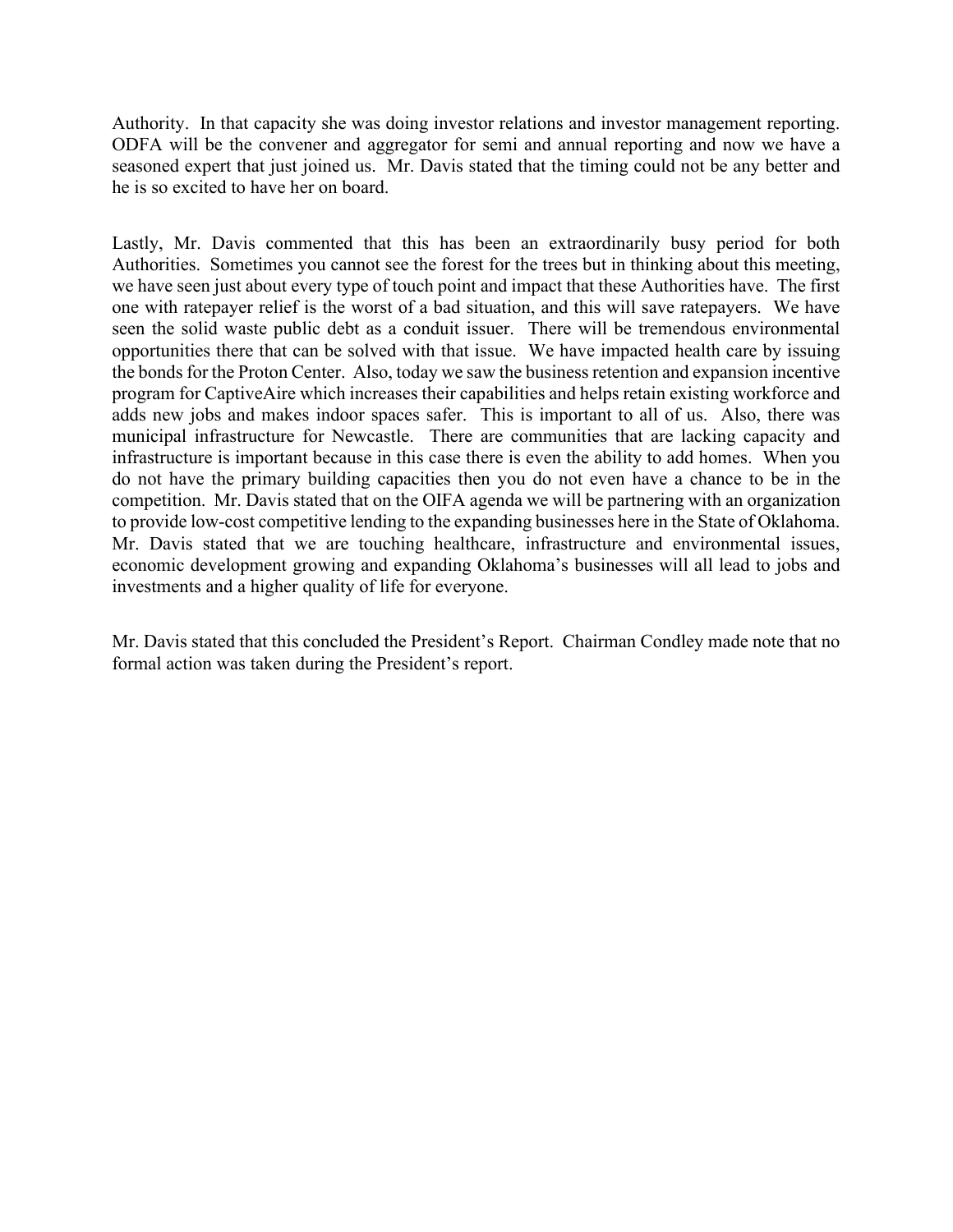Authority. In that capacity she was doing investor relations and investor management reporting. ODFA will be the convener and aggregator for semi and annual reporting and now we have a seasoned expert that just joined us. Mr. Davis stated that the timing could not be any better and he is so excited to have her on board.

Lastly, Mr. Davis commented that this has been an extraordinarily busy period for both Authorities. Sometimes you cannot see the forest for the trees but in thinking about this meeting, we have seen just about every type of touch point and impact that these Authorities have. The first one with ratepayer relief is the worst of a bad situation, and this will save ratepayers. We have seen the solid waste public debt as a conduit issuer. There will be tremendous environmental opportunities there that can be solved with that issue. We have impacted health care by issuing the bonds for the Proton Center. Also, today we saw the business retention and expansion incentive program for CaptiveAire which increases their capabilities and helps retain existing workforce and adds new jobs and makes indoor spaces safer. This is important to all of us. Also, there was municipal infrastructure for Newcastle. There are communities that are lacking capacity and infrastructure is important because in this case there is even the ability to add homes. When you do not have the primary building capacities then you do not even have a chance to be in the competition. Mr. Davis stated that on the OIFA agenda we will be partnering with an organization to provide low-cost competitive lending to the expanding businesses here in the State of Oklahoma. Mr. Davis stated that we are touching healthcare, infrastructure and environmental issues, economic development growing and expanding Oklahoma's businesses will all lead to jobs and investments and a higher quality of life for everyone.

Mr. Davis stated that this concluded the President's Report. Chairman Condley made note that no formal action was taken during the President's report.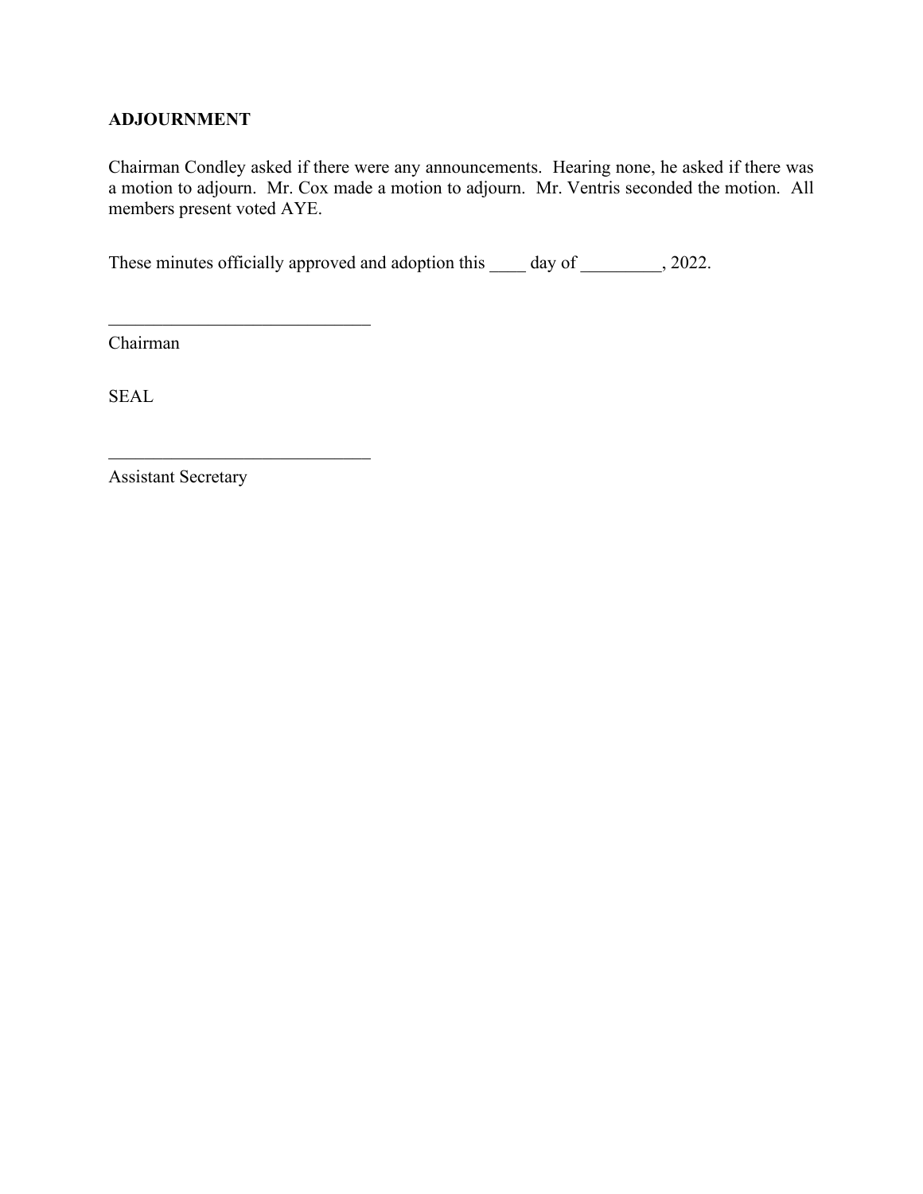**ADJOURNMENT**

Chairman Condley asked if there were any announcements. Hearing none, he asked if there was a motion to adjourn. Mr. Cox made a motion to adjourn. Mr. Ventris seconded the motion. All members present voted AYE.

These minutes officially approved and adoption this ____ day of _________, 2022.

______________________________
Chairman

SEAL

______________________________
Assistant Secretary